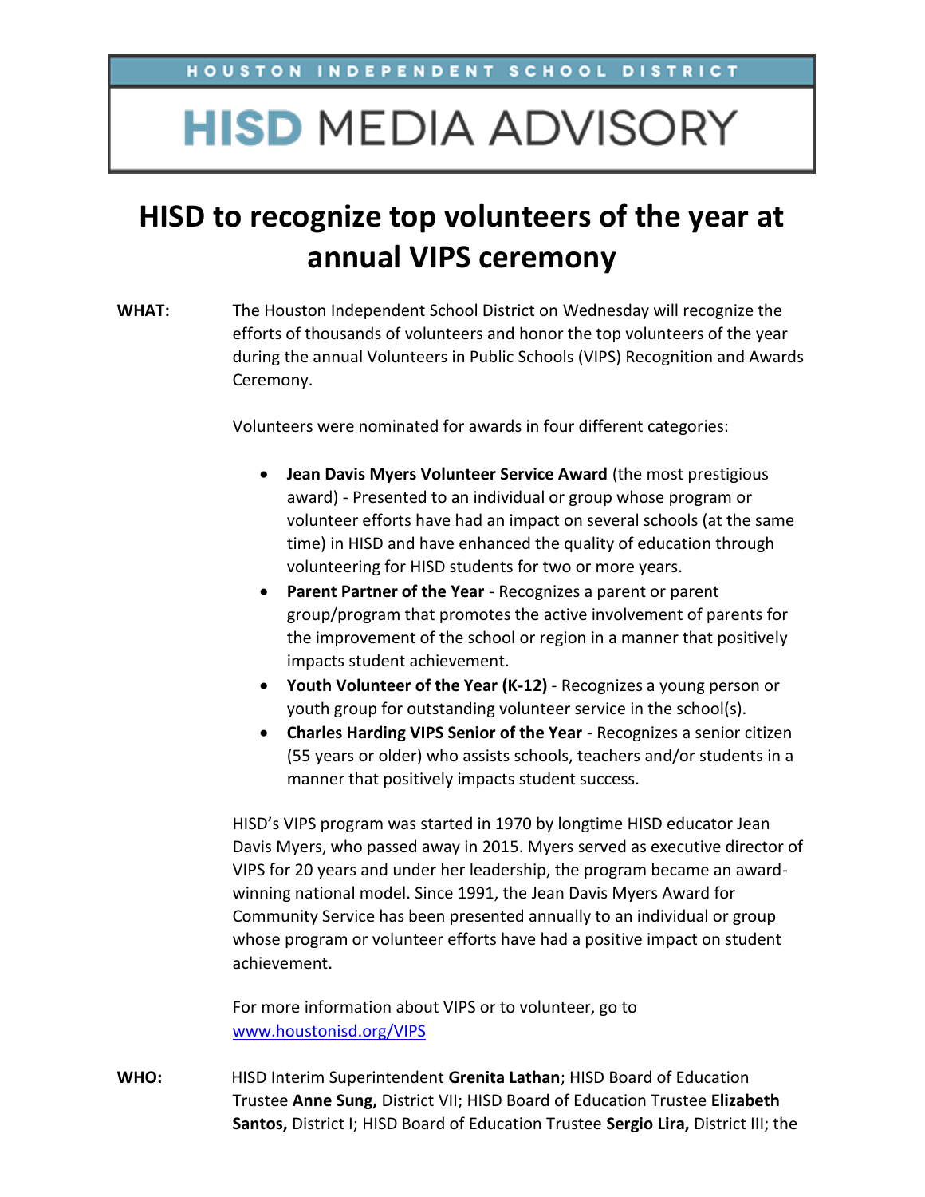HOUSTON INDEPENDENT SCHOOL DISTRICT

# HISD MEDIA ADVISORY

## HISD to recognize top volunteers of the year at annual VIPS ceremony

**WHAT:** The Houston Independent School District on Wednesday will recognize the efforts of thousands of volunteers and honor the top volunteers of the year during the annual Volunteers in Public Schools (VIPS) Recognition and Awards Ceremony.

Volunteers were nominated for awards in four different categories:

- **Jean Davis Myers Volunteer Service Award** (the most prestigious award) - Presented to an individual or group whose program or volunteer efforts have had an impact on several schools (at the same time) in HISD and have enhanced the quality of education through volunteering for HISD students for two or more years.
- **Parent Partner of the Year** - Recognizes a parent or parent group/program that promotes the active involvement of parents for the improvement of the school or region in a manner that positively impacts student achievement.
- **Youth Volunteer of the Year (K-12)** - Recognizes a young person or youth group for outstanding volunteer service in the school(s).
- **Charles Harding VIPS Senior of the Year** - Recognizes a senior citizen (55 years or older) who assists schools, teachers and/or students in a manner that positively impacts student success.

HISD's VIPS program was started in 1970 by longtime HISD educator Jean Davis Myers, who passed away in 2015. Myers served as executive director of VIPS for 20 years and under her leadership, the program became an award-winning national model. Since 1991, the Jean Davis Myers Award for Community Service has been presented annually to an individual or group whose program or volunteer efforts have had a positive impact on student achievement.

For more information about VIPS or to volunteer, go to [www.houstonisd.org/VIPS](http://www.houstonisd.org/VIPS)

**WHO:** HISD Interim Superintendent **Grenita Lathan**; HISD Board of Education Trustee **Anne Sung,** District VII; HISD Board of Education Trustee **Elizabeth Santos,** District I; HISD Board of Education Trustee **Sergio Lira,** District III; the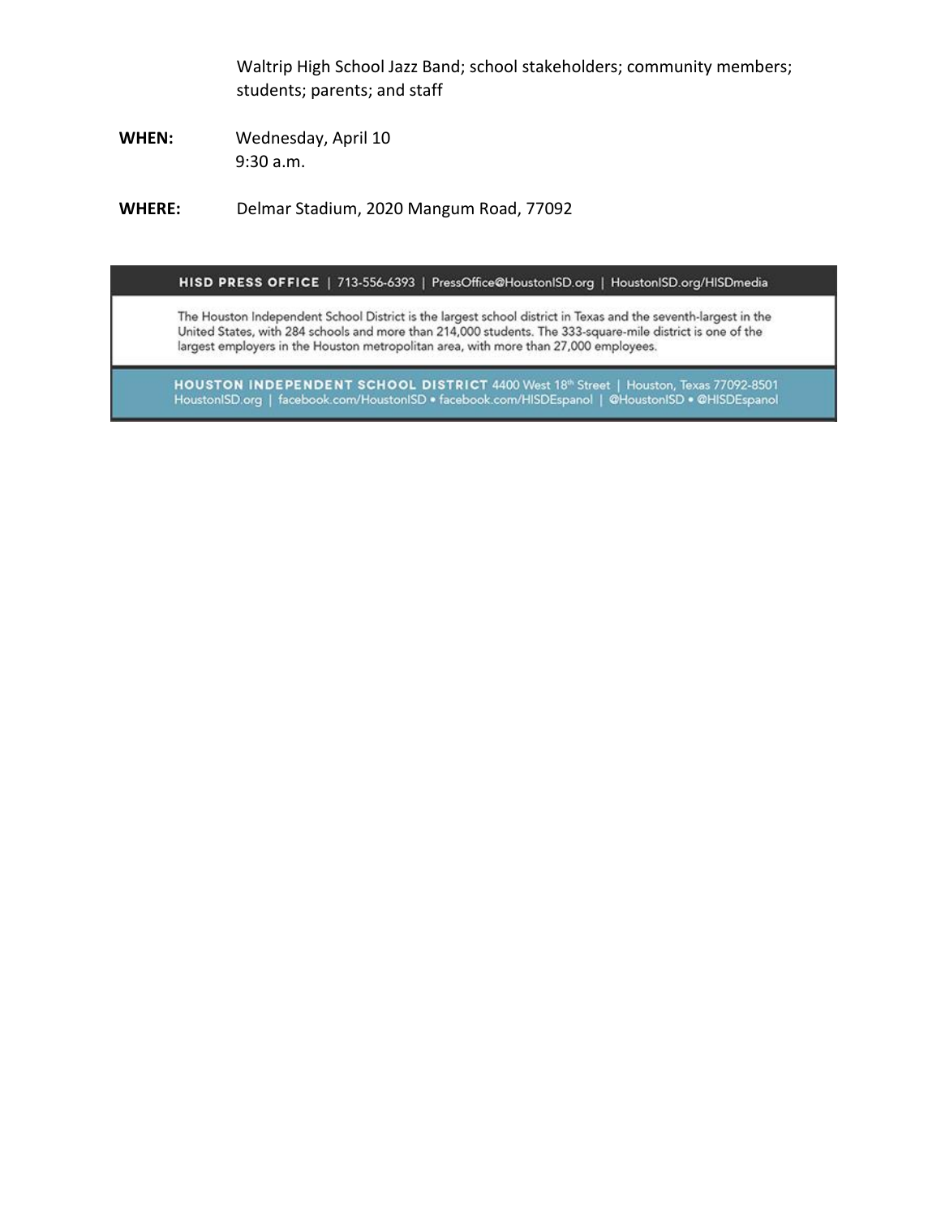Waltrip High School Jazz Band; school stakeholders; community members; students; parents; and staff

**WHEN:** Wednesday, April 10
9:30 a.m.

**WHERE:** Delmar Stadium, 2020 Mangum Road, 77092

**HISD PRESS OFFICE** | 713-556-6393 | PressOffice@HoustonISD.org | HoustonISD.org/HISDmedia

The Houston Independent School District is the largest school district in Texas and the seventh-largest in the United States, with 284 schools and more than 214,000 students. The 333-square-mile district is one of the largest employers in the Houston metropolitan area, with more than 27,000 employees.

**HOUSTON INDEPENDENT SCHOOL DISTRICT** 4400 West 18th Street | Houston, Texas 77092-8501
HoustonISD.org | facebook.com/HoustonISD • facebook.com/HISDEspanol | @HoustonISD • @HISDEspanol